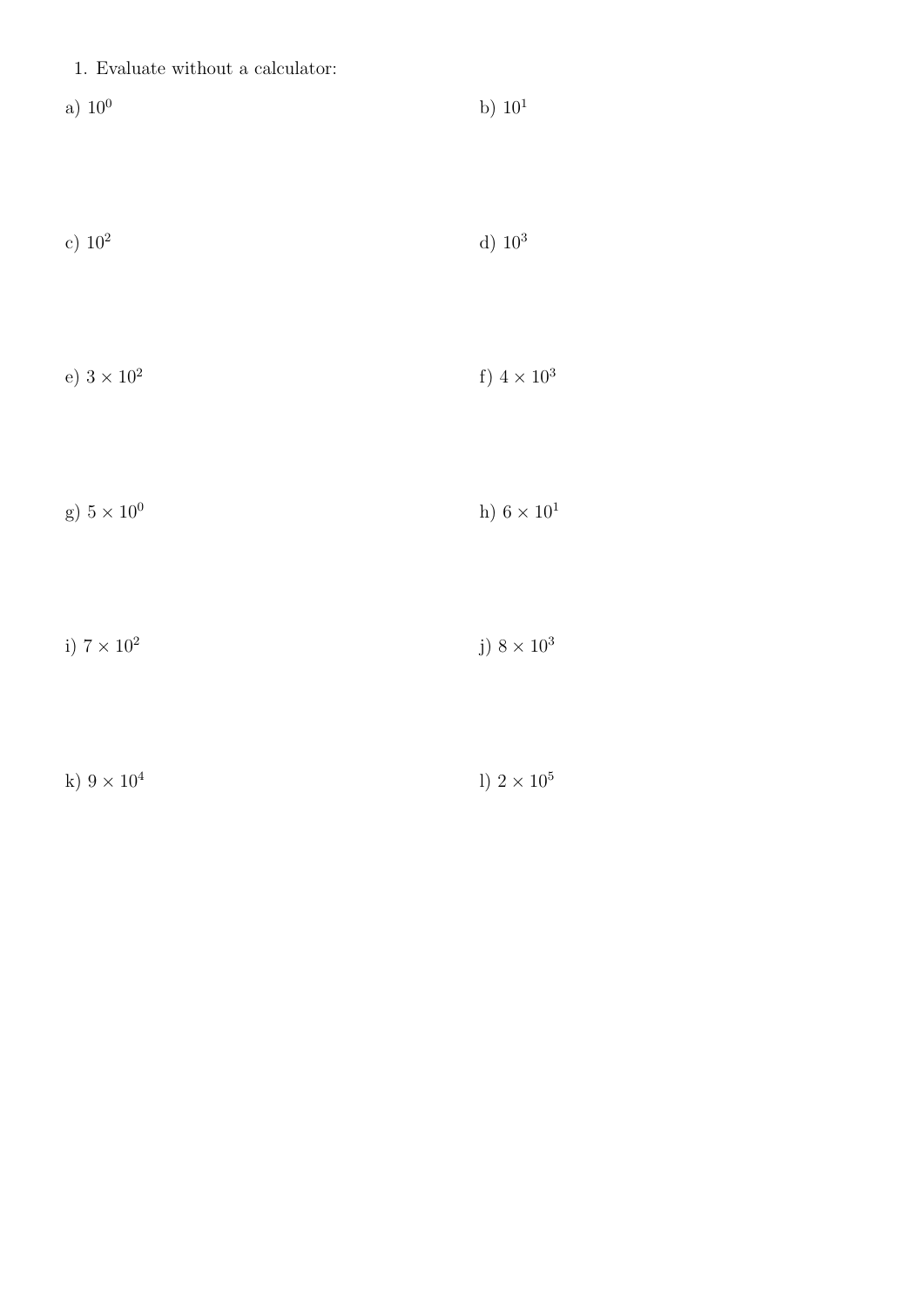1. Evaluate without a calculator:

a) $10^0$

b) $10^1$

c) $10^2$

d) $10^3$

e) $3 \times 10^2$

f) $4 \times 10^3$

g) $5 \times 10^0$

h) $6 \times 10^1$

i) $7 \times 10^2$

j) $8 \times 10^3$

k) $9 \times 10^4$

l) $2 \times 10^5$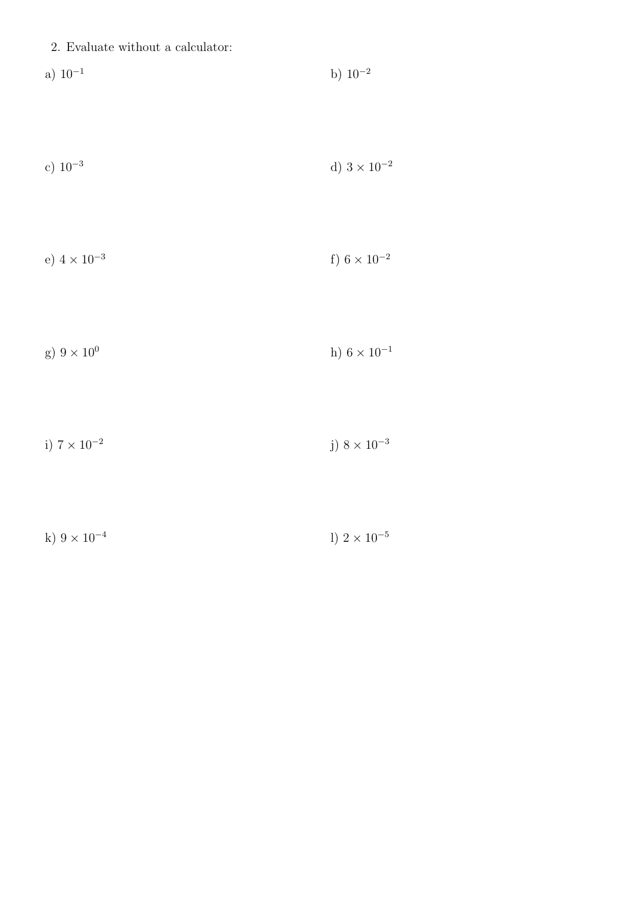2. Evaluate without a calculator:

a) $10^{-1}$

b) $10^{-2}$

c) $10^{-3}$

d) $3 \times 10^{-2}$

e) $4 \times 10^{-3}$

f) $6 \times 10^{-2}$

g) $9 \times 10^{0}$

h) $6 \times 10^{-1}$

i) $7 \times 10^{-2}$

j) $8 \times 10^{-3}$

k) $9 \times 10^{-4}$

l) $2 \times 10^{-5}$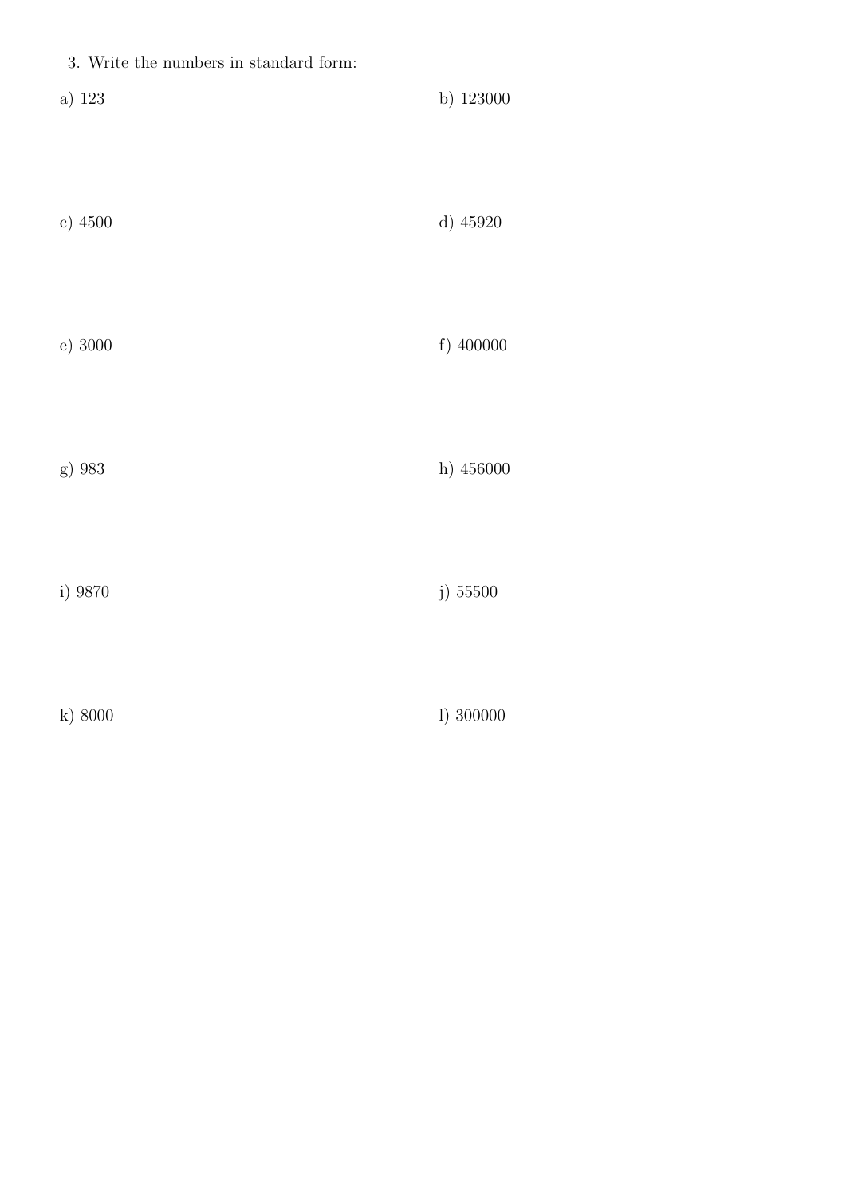3. Write the numbers in standard form:

a) 123

b) 123000

c) 4500

d) 45920

e) 3000

f) 400000

g) 983

h) 456000

i) 9870

j) 55500

k) 8000

l) 300000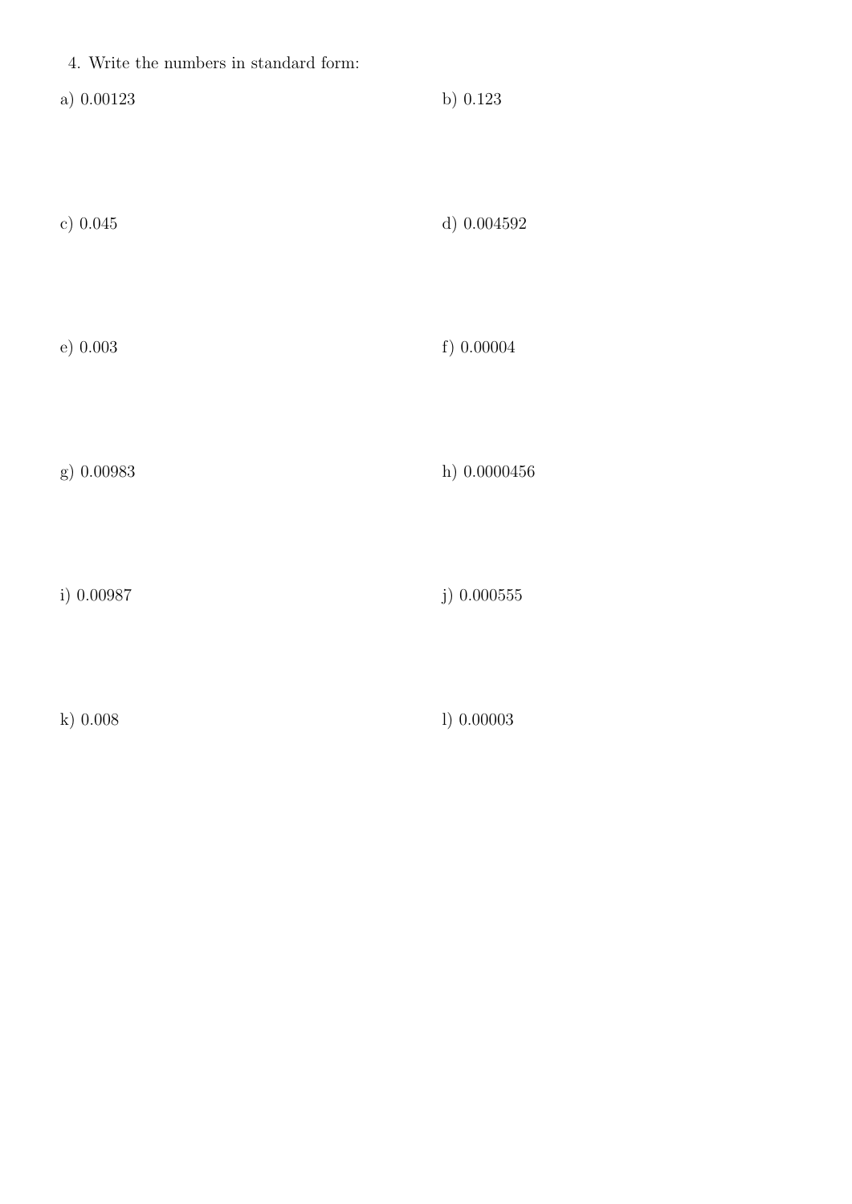4. Write the numbers in standard form:

a) 0.00123

b) 0.123

c) 0.045

d) 0.004592

e) 0.003

f) 0.00004

g) 0.00983

h) 0.0000456

i) 0.00987

j) 0.000555

k) 0.008

l) 0.00003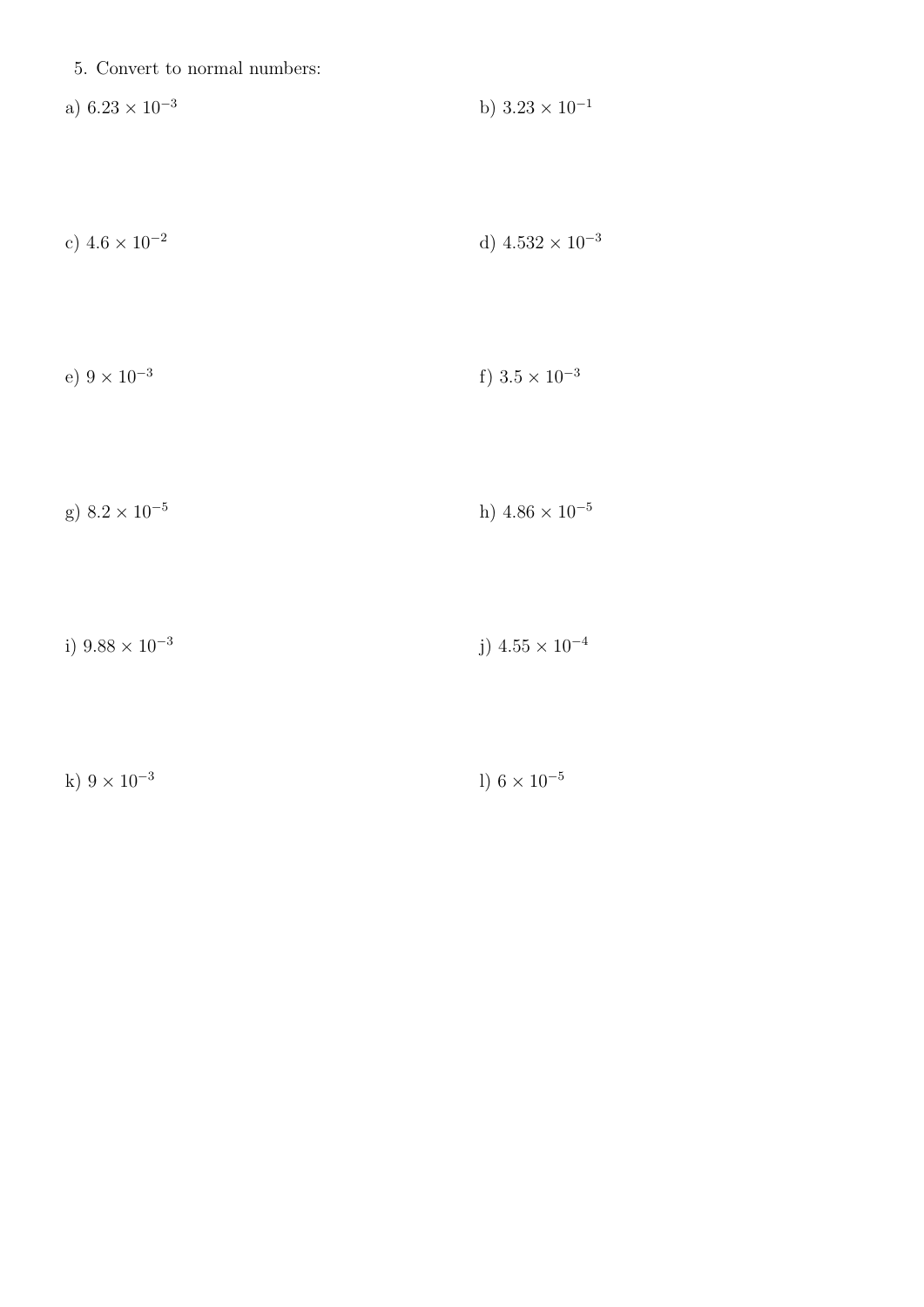5. Convert to normal numbers:

a) $6.23 \times 10^{-3}$

b) $3.23 \times 10^{-1}$

c) $4.6 \times 10^{-2}$

d) $4.532 \times 10^{-3}$

e) $9 \times 10^{-3}$

f) $3.5 \times 10^{-3}$

g) $8.2 \times 10^{-5}$

h) $4.86 \times 10^{-5}$

i) $9.88 \times 10^{-3}$

j) $4.55 \times 10^{-4}$

k) $9 \times 10^{-3}$

l) $6 \times 10^{-5}$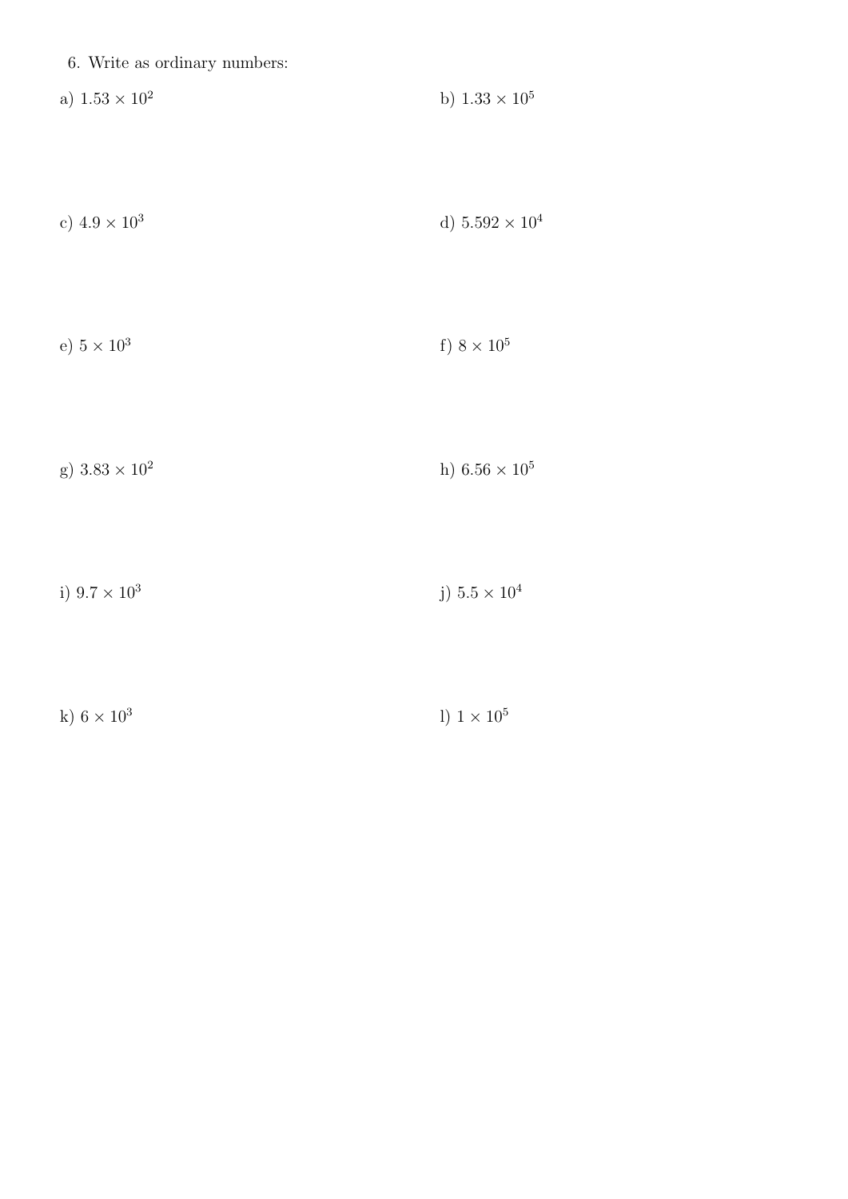6. Write as ordinary numbers:

a) $1.53 \times 10^2$

b) $1.33 \times 10^5$

c) $4.9 \times 10^3$

d) $5.592 \times 10^4$

e) $5 \times 10^3$

f) $8 \times 10^5$

g) $3.83 \times 10^2$

h) $6.56 \times 10^5$

i) $9.7 \times 10^3$

j) $5.5 \times 10^4$

k) $6 \times 10^3$

l) $1 \times 10^5$